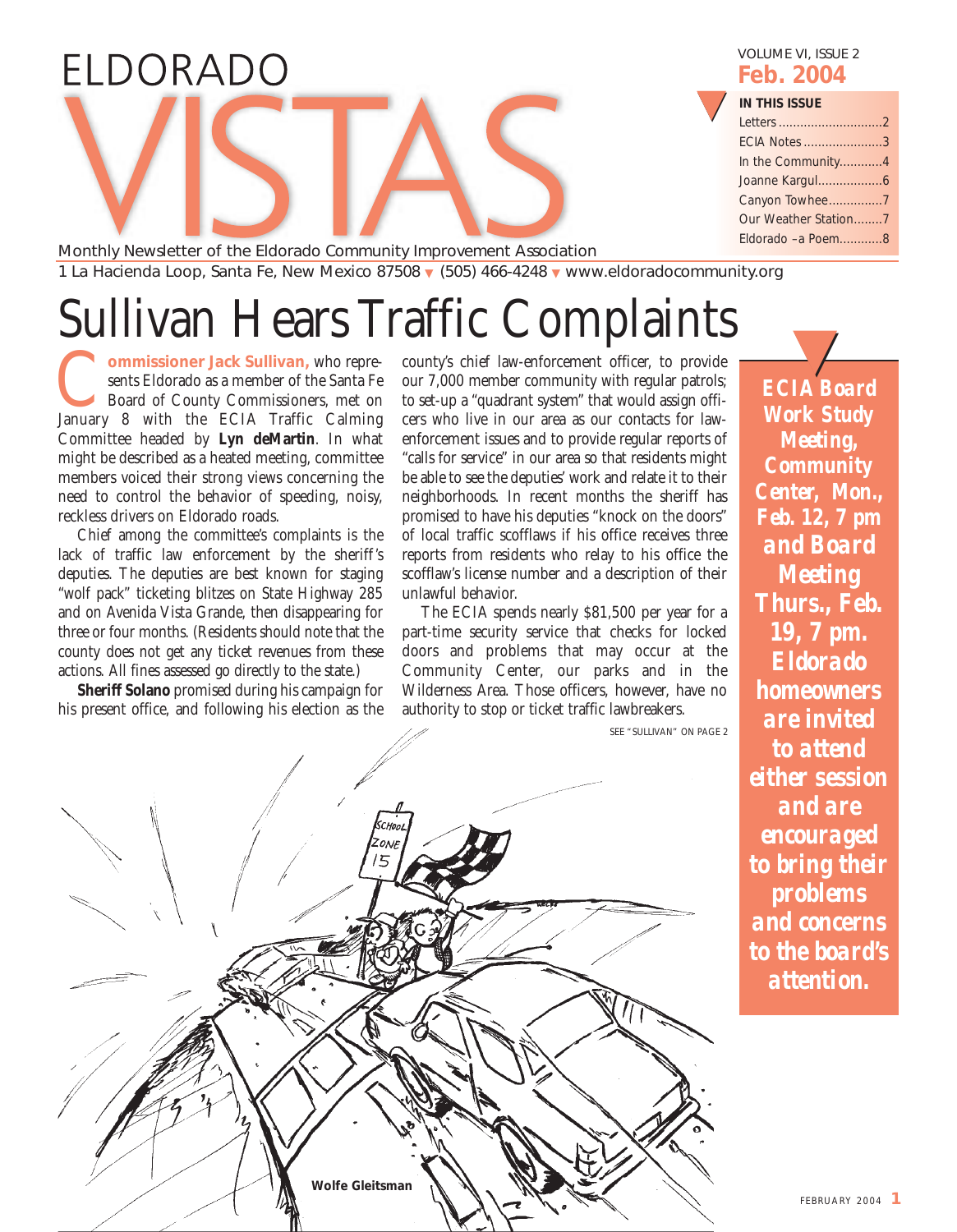# ELDORADO VISTAS

Monthly Newsletter of the Eldorado Community Improvement Association

1 La Hacienda Loop, Santa Fe, New Mexico 87508 ▾ (505) 466-4248 ▾ www.eldoradocommunity.org

VOLUME VI, ISSUE 2
**Feb. 2004**

**IN THIS ISSUE**

- Letters ....2
- ECIA Notes ....3
- In the Community ....4
- Joanne Kargul ....6
- Canyon Towhee ....7
- Our Weather Station ....7
- Eldorado –a Poem ....8

# Sullivan Hears Traffic Complaints

**Commissioner Jack Sullivan,** who represents Eldorado as a member of the Santa Fe Board of County Commissioners, met on January 8 with the ECIA Traffic Calming Committee headed by **Lyn deMartin**. In what might be described as a heated meeting, committee members voiced their strong views concerning the need to control the behavior of speeding, noisy, reckless drivers on Eldorado roads.

Chief among the committee's complaints is the lack of traffic law enforcement by the sheriff's deputies. The deputies are best known for staging "wolf pack" ticketing blitzes on State Highway 285 and on Avenida Vista Grande, then disappearing for three or four months. (Residents should note that the county does not get any ticket revenues from these actions. All fines assessed go directly to the state.)

**Sheriff Solano** promised during his campaign for his present office, and following his election as the county's chief law-enforcement officer, to provide our 7,000 member community with regular patrols; to set-up a "quadrant system" that would assign officers who live in our area as our contacts for law-enforcement issues and to provide regular reports of "calls for service" in our area so that residents might be able to see the deputies' work and relate it to their neighborhoods. In recent months the sheriff has promised to have his deputies "knock on the doors" of local traffic scofflaws if his office receives three reports from residents who relay to his office the scofflaw's license number and a description of their unlawful behavior.

The ECIA spends nearly $81,500 per year for a part-time security service that checks for locked doors and problems that may occur at the Community Center, our parks and in the Wilderness Area. Those officers, however, have no authority to stop or ticket traffic lawbreakers.

SEE "SULLIVAN" ON PAGE 2

Wolfe Gleitsman

***ECIA Board Work Study Meeting, Community Center, Mon., Feb. 12, 7 pm and Board Meeting Thurs., Feb. 19, 7 pm. Eldorado homeowners are invited to attend either session and are encouraged to bring their problems and concerns to the board's attention.***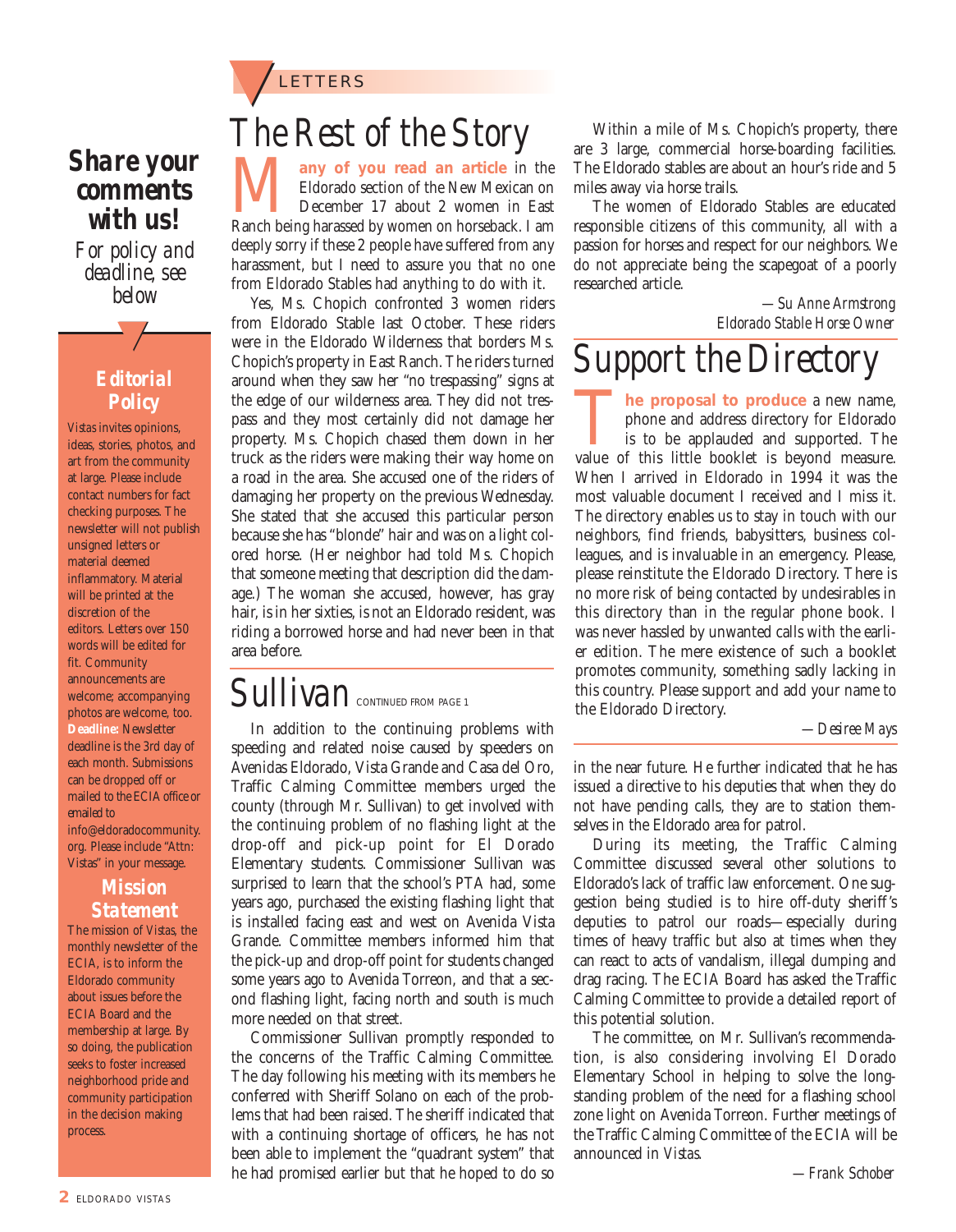LETTERS

# The Rest of the Story

**Many of you read an article** in the Eldorado section of the New Mexican on December 17 about 2 women in East Ranch being harassed by women on horseback. I am deeply sorry if these 2 people have suffered from any harassment, but I need to assure you that no one from Eldorado Stables had anything to do with it.

Yes, Ms. Chopich confronted 3 women riders from Eldorado Stable last October. These riders were in the Eldorado Wilderness that borders Ms. Chopich's property in East Ranch. The riders turned around when they saw her "no trespassing" signs at the edge of our wilderness area. They did not trespass and they most certainly did not damage her property. Ms. Chopich chased them down in her truck as the riders were making their way home on a road in the area. She accused one of the riders of damaging her property on the previous Wednesday. She stated that she accused this particular person because she has "blonde" hair and was on a light colored horse. (Her neighbor had told Ms. Chopich that someone meeting that description did the damage.) The woman she accused, however, has gray hair, is in her sixties, is not an Eldorado resident, was riding a borrowed horse and had never been in that area before.

Within a mile of Ms. Chopich's property, there are 3 large, commercial horse-boarding facilities. The Eldorado stables are about an hour's ride and 5 miles away via horse trails.

The women of Eldorado Stables are educated responsible citizens of this community, all with a passion for horses and respect for our neighbors. We do not appreciate being the scapegoat of a poorly researched article.

*—Su Anne Armstrong*
*Eldorado Stable Horse Owner*

# Support the Directory

**The proposal to produce** a new name, phone and address directory for Eldorado is to be applauded and supported. The value of this little booklet is beyond measure. When I arrived in Eldorado in 1994 it was the most valuable document I received and I miss it. The directory enables us to stay in touch with our neighbors, find friends, babysitters, business colleagues, and is invaluable in an emergency. Please, please reinstitute the Eldorado Directory. There is no more risk of being contacted by undesirables in this directory than in the regular phone book. I was never hassled by unwanted calls with the earlier edition. The mere existence of such a booklet promotes community, something sadly lacking in this country. Please support and add your name to the Eldorado Directory.

*—Desiree Mays*

# Sullivan CONTINUED FROM PAGE 1

In addition to the continuing problems with speeding and related noise caused by speeders on Avenidas Eldorado, Vista Grande and Casa del Oro, Traffic Calming Committee members urged the county (through Mr. Sullivan) to get involved with the continuing problem of no flashing light at the drop-off and pick-up point for El Dorado Elementary students. Commissioner Sullivan was surprised to learn that the school's PTA had, some years ago, purchased the existing flashing light that is installed facing east and west on Avenida Vista Grande. Committee members informed him that the pick-up and drop-off point for students changed some years ago to Avenida Torreon, and that a second flashing light, facing north and south is much more needed on that street.

Commissioner Sullivan promptly responded to the concerns of the Traffic Calming Committee. The day following his meeting with its members he conferred with Sheriff Solano on each of the problems that had been raised. The sheriff indicated that with a continuing shortage of officers, he has not been able to implement the "quadrant system" that he had promised earlier but that he hoped to do so in the near future. He further indicated that he has issued a directive to his deputies that when they do not have pending calls, they are to station themselves in the Eldorado area for patrol.

During its meeting, the Traffic Calming Committee discussed several other solutions to Eldorado's lack of traffic law enforcement. One suggestion being studied is to hire off-duty sheriff's deputies to patrol our roads—especially during times of heavy traffic but also at times when they can react to acts of vandalism, illegal dumping and drag racing. The ECIA Board has asked the Traffic Calming Committee to provide a detailed report of this potential solution.

The committee, on Mr. Sullivan's recommendation, is also considering involving El Dorado Elementary School in helping to solve the longstanding problem of the need for a flashing school zone light on Avenida Torreon. Further meetings of the Traffic Calming Committee of the ECIA will be announced in *Vistas*.

*—Frank Schober*

---

## Share your comments with us!

*For policy and deadline, see below*

### Editorial Policy

*Vistas* invites opinions, ideas, stories, photos, and art from the community at large. Please include contact numbers for fact checking purposes. The newsletter will not publish unsigned letters or material deemed inflammatory. Material will be printed at the discretion of the editors. Letters over 150 words will be edited for fit. Community announcements are welcome; accompanying photos are welcome, too. **Deadline:** Newsletter deadline is the 3rd day of each month. Submissions can be dropped off or mailed to the ECIA office or emailed to info@eldoradocommunity.org. Please include "Attn: Vistas" in your message.

### Mission Statement

The mission of *Vistas*, the monthly newsletter of the ECIA, is to inform the Eldorado community about issues before the ECIA Board and the membership at large. By so doing, the publication seeks to foster increased neighborhood pride and community participation in the decision making process.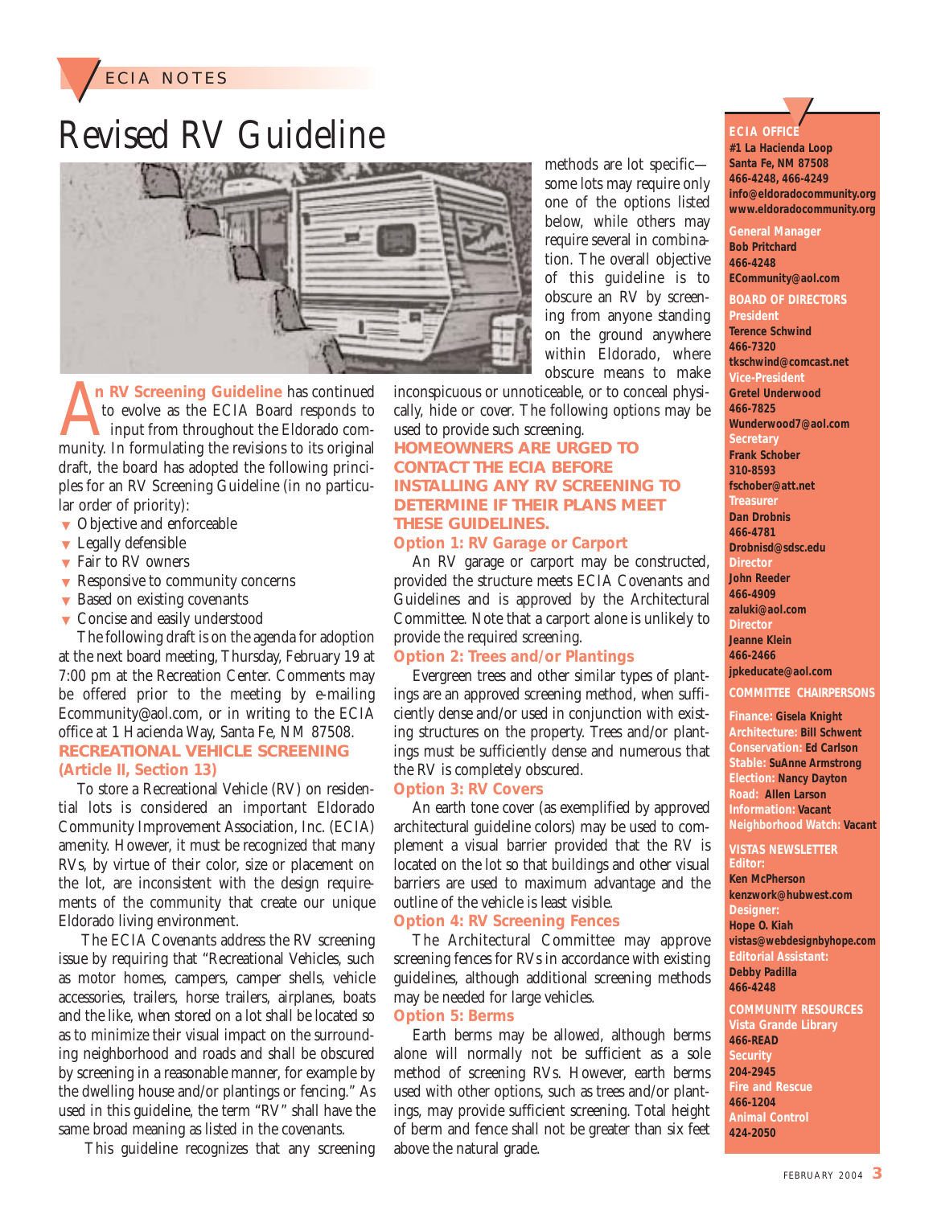ECIA NOTES

# Revised RV Guideline

An **RV Screening Guideline** has continued to evolve as the ECIA Board responds to input from throughout the Eldorado community. In formulating the revisions to its original draft, the board has adopted the following principles for an RV Screening Guideline (in no particular order of priority):

- Objective and enforceable
- Legally defensible
- Fair to RV owners
- Responsive to community concerns
- Based on existing covenants
- Concise and easily understood

The following draft is on the agenda for adoption at the next board meeting, Thursday, February 19 at 7:00 pm at the Recreation Center. Comments may be offered prior to the meeting by e-mailing Ecommunity@aol.com, or in writing to the ECIA office at 1 Hacienda Way, Santa Fe, NM 87508.

## RECREATIONAL VEHICLE SCREENING (Article II, Section 13)

To store a Recreational Vehicle (RV) on residential lots is considered an important Eldorado Community Improvement Association, Inc. (ECIA) amenity. However, it must be recognized that many RVs, by virtue of their color, size or placement on the lot, are inconsistent with the design requirements of the community that create our unique Eldorado living environment.

The ECIA Covenants address the RV screening issue by requiring that "Recreational Vehicles, such as motor homes, campers, camper shells, vehicle accessories, trailers, horse trailers, airplanes, boats and the like, when stored on a lot shall be located so as to minimize their visual impact on the surrounding neighborhood and roads and shall be obscured by screening in a reasonable manner, for example by the dwelling house and/or plantings or fencing." As used in this guideline, the term "RV" shall have the same broad meaning as listed in the covenants.

This guideline recognizes that any screening methods are lot specific—some lots may require only one of the options listed below, while others may require several in combination. The overall objective of this guideline is to obscure an RV by screening from anyone standing on the ground anywhere within Eldorado, where obscure means to make inconspicuous or unnoticeable, or to conceal physically, hide or cover. The following options may be used to provide such screening.

**HOMEOWNERS ARE URGED TO CONTACT THE ECIA BEFORE INSTALLING ANY RV SCREENING TO DETERMINE IF THEIR PLANS MEET THESE GUIDELINES.**

### Option 1: RV Garage or Carport

An RV garage or carport may be constructed, provided the structure meets ECIA Covenants and Guidelines and is approved by the Architectural Committee. Note that a carport alone is unlikely to provide the required screening.

### Option 2: Trees and/or Plantings

Evergreen trees and other similar types of plantings are an approved screening method, when sufficiently dense and/or used in conjunction with existing structures on the property. Trees and/or plantings must be sufficiently dense and numerous that the RV is completely obscured.

### Option 3: RV Covers

An earth tone cover (as exemplified by approved architectural guideline colors) may be used to complement a visual barrier provided that the RV is located on the lot so that buildings and other visual barriers are used to maximum advantage and the outline of the vehicle is least visible.

### Option 4: RV Screening Fences

The Architectural Committee may approve screening fences for RVs in accordance with existing guidelines, although additional screening methods may be needed for large vehicles.

### Option 5: Berms

Earth berms may be allowed, although berms alone will normally not be sufficient as a sole method of screening RVs. However, earth berms used with other options, such as trees and/or plantings, may provide sufficient screening. Total height of berm and fence shall not be greater than six feet above the natural grade.

---

**ECIA OFFICE**
#1 La Hacienda Loop
Santa Fe, NM 87508
466-4248, 466-4249
info@eldoradocommunity.org
www.eldoradocommunity.org

**General Manager**
Bob Pritchard
466-4248
ECommunity@aol.com

**BOARD OF DIRECTORS**

**President**
Terence Schwind
466-7320
tkschwind@comcast.net

**Vice-President**
Gretel Underwood
466-7825
Wunderwood7@aol.com

**Secretary**
Frank Schober
310-8593
fschober@att.net

**Treasurer**
Dan Drobnis
466-4781
Drobnisd@sdsc.edu

**Director**
John Reeder
466-4909
zaluki@aol.com

**Director**
Jeanne Klein
466-2466
jpkeducate@aol.com

**COMMITTEE CHAIRPERSONS**

**Finance:** Gisela Knight
**Architecture:** Bill Schwent
**Conservation:** Ed Carlson
**Stable:** SuAnne Armstrong
**Election:** Nancy Dayton
**Road:** Allen Larson
**Information:** Vacant
**Neighborhood Watch:** Vacant

**VISTAS NEWSLETTER**

**Editor:**
Ken McPherson
kenzwork@hubwest.com

**Designer:**
Hope O. Kiah
vistas@webdesignbyhope.com

**Editorial Assistant:**
Debby Padilla
466-4248

**COMMUNITY RESOURCES**

**Vista Grande Library**
466-READ

**Security**
204-2945

**Fire and Rescue**
466-1204

**Animal Control**
424-2050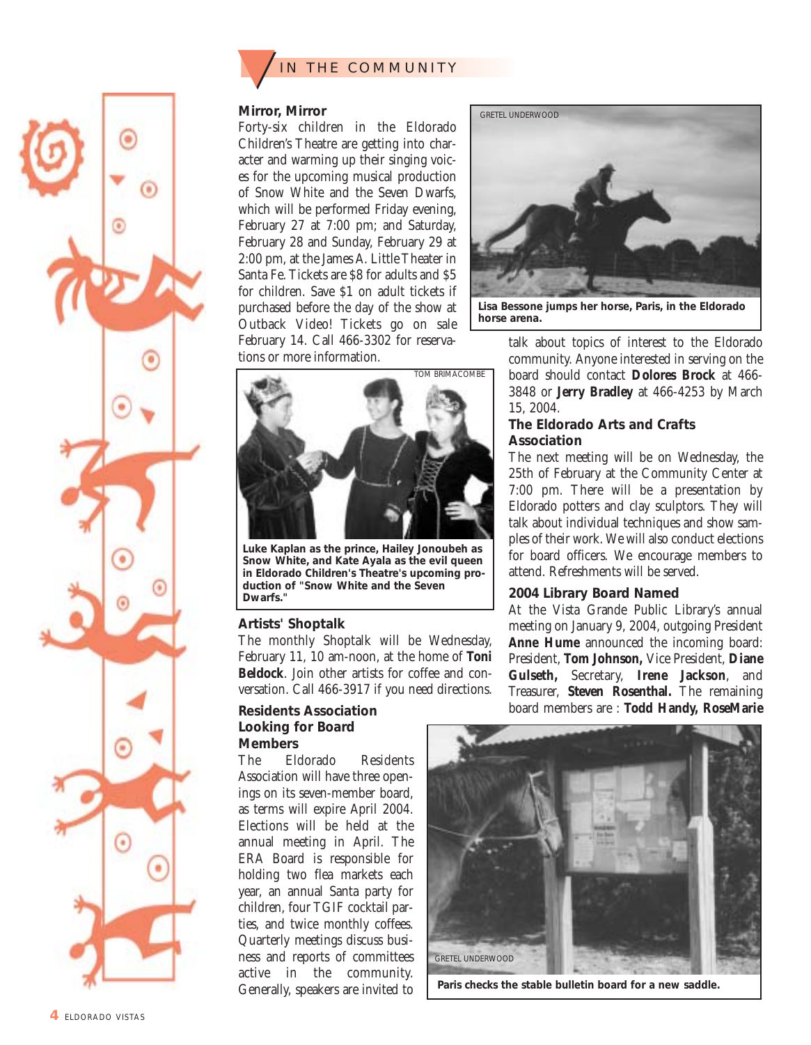## IN THE COMMUNITY

### Mirror, Mirror

Forty-six children in the Eldorado Children's Theatre are getting into character and warming up their singing voices for the upcoming musical production of Snow White and the Seven Dwarfs, which will be performed Friday evening, February 27 at 7:00 pm; and Saturday, February 28 and Sunday, February 29 at 2:00 pm, at the James A. Little Theater in Santa Fe. Tickets are $8 for adults and $5 for children. Save $1 on adult tickets if purchased before the day of the show at Outback Video! Tickets go on sale February 14. Call 466-3302 for reservations or more information.

TOM BRIMACOMBE

**Luke Kaplan as the prince, Hailey Jonoubeh as Snow White, and Kate Ayala as the evil queen in Eldorado Children's Theatre's upcoming production of "Snow White and the Seven Dwarfs."**

GRETEL UNDERWOOD

**Lisa Bessone jumps her horse, Paris, in the Eldorado horse arena.**

### Artists' Shoptalk

The monthly Shoptalk will be Wednesday, February 11, 10 am-noon, at the home of **Toni Beldock**. Join other artists for coffee and conversation. Call 466-3917 if you need directions.

### Residents Association Looking for Board Members

The Eldorado Residents Association will have three openings on its seven-member board, as terms will expire April 2004. Elections will be held at the annual meeting in April. The ERA Board is responsible for holding two flea markets each year, an annual Santa party for children, four TGIF cocktail parties, and twice monthly coffees. Quarterly meetings discuss business and reports of committees active in the community. Generally, speakers are invited to talk about topics of interest to the Eldorado community. Anyone interested in serving on the board should contact **Dolores Brock** at 466-3848 or **Jerry Bradley** at 466-4253 by March 15, 2004.

### The Eldorado Arts and Crafts Association

The next meeting will be on Wednesday, the 25th of February at the Community Center at 7:00 pm. There will be a presentation by Eldorado potters and clay sculptors. They will talk about individual techniques and show samples of their work. We will also conduct elections for board officers. We encourage members to attend. Refreshments will be served.

### 2004 Library Board Named

At the Vista Grande Public Library's annual meeting on January 9, 2004, outgoing President **Anne Hume** announced the incoming board: President, **Tom Johnson,** Vice President, **Diane Gulseth,** Secretary, **Irene Jackson**, and Treasurer, **Steven Rosenthal.** The remaining board members are : **Todd Handy, RoseMarie**

GRETEL UNDERWOOD

**Paris checks the stable bulletin board for a new saddle.**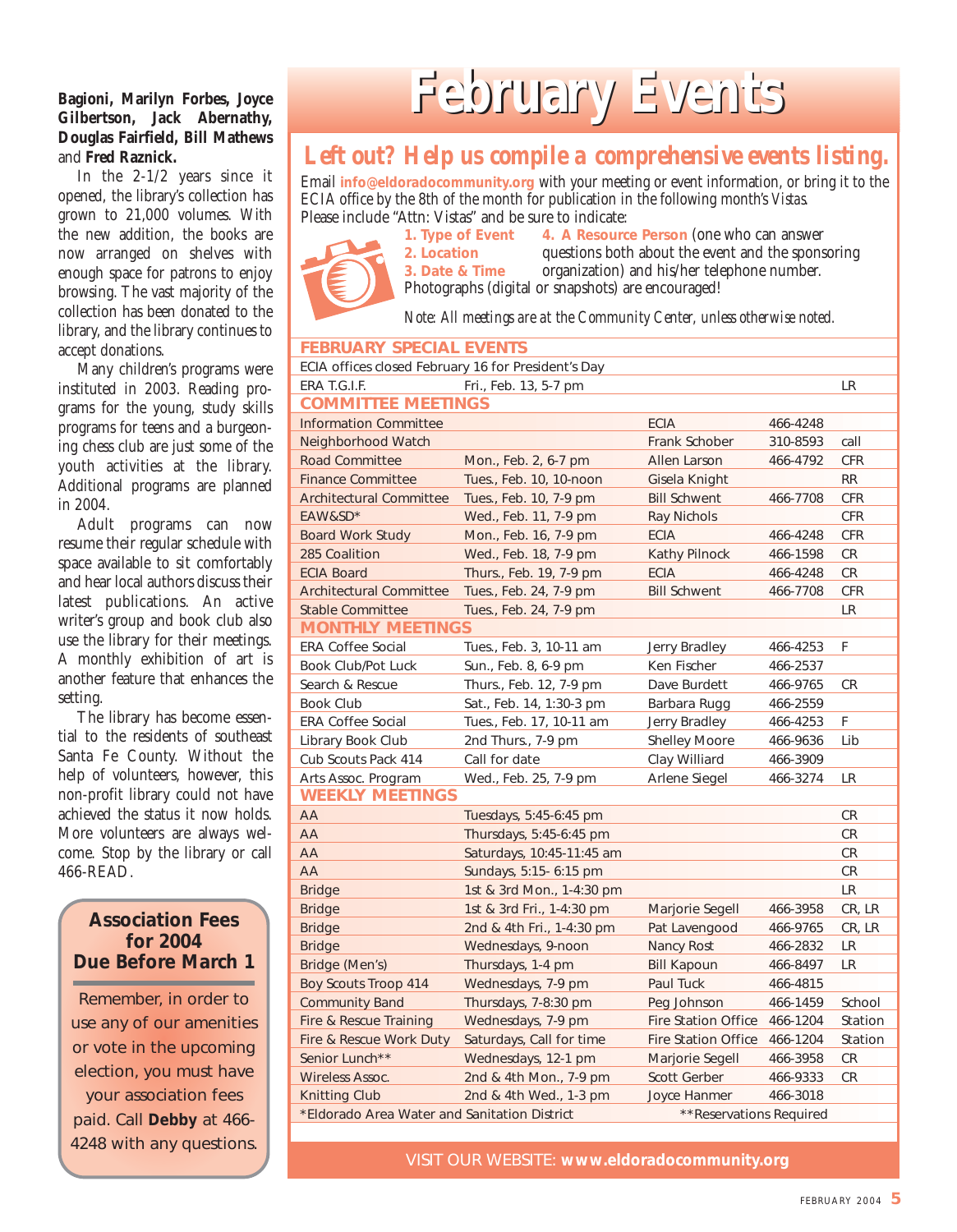**Bagioni, Marilyn Forbes, Joyce Gilbertson, Jack Abernathy, Douglas Fairfield, Bill Mathews** and **Fred Raznick.**

In the 2-1/2 years since it opened, the library's collection has grown to 21,000 volumes. With the new addition, the books are now arranged on shelves with enough space for patrons to enjoy browsing. The vast majority of the collection has been donated to the library, and the library continues to accept donations.

Many children's programs were instituted in 2003. Reading programs for the young, study skills programs for teens and a burgeoning chess club are just some of the youth activities at the library. Additional programs are planned in 2004.

Adult programs can now resume their regular schedule with space available to sit comfortably and hear local authors discuss their latest publications. An active writer's group and book club also use the library for their meetings. A monthly exhibition of art is another feature that enhances the setting.

The library has become essential to the residents of southeast Santa Fe County. Without the help of volunteers, however, this non-profit library could not have achieved the status it now holds. More volunteers are always welcome. Stop by the library or call 466-READ.

## Association Fees for 2004 Due Before March 1

Remember, in order to use any of our amenities or vote in the upcoming election, you must have your association fees paid. Call **Debby** at 466-4248 with any questions.

# February Events

## *Left out? Help us compile a comprehensive events listing.*

*Email* **info@eldoradocommunity.org** *with your meeting or event information, or bring it to the ECIA office by the 8th of the month for publication in the following month's Vistas.* Please include "Attn: Vistas" and be sure to indicate:

**1. Type of Event**
**2. Location**
**3. Date & Time**
**4. A Resource Person** (one who can answer questions both about the event and the sponsoring organization) and his/her telephone number.

Photographs (digital or snapshots) are encouraged!

*Note: All meetings are at the Community Center, unless otherwise noted.*

| Event | Date & Time | Contact | Phone | Location |
|---|---|---|---|---|
| **FEBRUARY SPECIAL EVENTS** | | | | |
| ECIA offices closed February 16 for President's Day | | | | |
| ERA T.G.I.F. | Fri., Feb. 13, 5-7 pm | | | LR |
| **COMMITTEE MEETINGS** | | | | |
| Information Committee | | ECIA | 466-4248 | |
| Neighborhood Watch | | Frank Schober | 310-8593 | call |
| Road Committee | Mon., Feb. 2, 6-7 pm | Allen Larson | 466-4792 | CFR |
| Finance Committee | Tues., Feb. 10, 10-noon | Gisela Knight | | RR |
| Architectural Committee | Tues., Feb. 10, 7-9 pm | Bill Schwent | 466-7708 | CFR |
| EAW&SD* | Wed., Feb. 11, 7-9 pm | Ray Nichols | | CFR |
| Board Work Study | Mon., Feb. 16, 7-9 pm | ECIA | 466-4248 | CFR |
| 285 Coalition | Wed., Feb. 18, 7-9 pm | Kathy Pilnock | 466-1598 | CR |
| ECIA Board | Thurs., Feb. 19, 7-9 pm | ECIA | 466-4248 | CR |
| Architectural Committee | Tues., Feb. 24, 7-9 pm | Bill Schwent | 466-7708 | CFR |
| Stable Committee | Tues., Feb. 24, 7-9 pm | | | LR |
| **MONTHLY MEETINGS** | | | | |
| ERA Coffee Social | Tues., Feb. 3, 10-11 am | Jerry Bradley | 466-4253 | F |
| Book Club/Pot Luck | Sun., Feb. 8, 6-9 pm | Ken Fischer | 466-2537 | |
| Search & Rescue | Thurs., Feb. 12, 7-9 pm | Dave Burdett | 466-9765 | CR |
| Book Club | Sat., Feb. 14, 1:30-3 pm | Barbara Rugg | 466-2559 | |
| ERA Coffee Social | Tues., Feb. 17, 10-11 am | Jerry Bradley | 466-4253 | F |
| Library Book Club | 2nd Thurs., 7-9 pm | Shelley Moore | 466-9636 | Lib |
| Cub Scouts Pack 414 | Call for date | Clay Williard | 466-3909 | |
| Arts Assoc. Program | Wed., Feb. 25, 7-9 pm | Arlene Siegel | 466-3274 | LR |
| **WEEKLY MEETINGS** | | | | |
| AA | Tuesdays, 5:45-6:45 pm | | | CR |
| AA | Thursdays, 5:45-6:45 pm | | | CR |
| AA | Saturdays, 10:45-11:45 am | | | CR |
| AA | Sundays, 5:15- 6:15 pm | | | CR |
| Bridge | 1st & 3rd Mon., 1-4:30 pm | | | LR |
| Bridge | 1st & 3rd Fri., 1-4:30 pm | Marjorie Segell | 466-3958 | CR, LR |
| Bridge | 2nd & 4th Fri., 1-4:30 pm | Pat Lavengood | 466-9765 | CR, LR |
| Bridge | Wednesdays, 9-noon | Nancy Rost | 466-2832 | LR |
| Bridge (Men's) | Thursdays, 1-4 pm | Bill Kapoun | 466-8497 | LR |
| Boy Scouts Troop 414 | Wednesdays, 7-9 pm | Paul Tuck | 466-4815 | |
| Community Band | Thursdays, 7-8:30 pm | Peg Johnson | 466-1459 | School |
| Fire & Rescue Training | Wednesdays, 7-9 pm | Fire Station Office | 466-1204 | Station |
| Fire & Rescue Work Duty | Saturdays, Call for time | Fire Station Office | 466-1204 | Station |
| Senior Lunch** | Wednesdays, 12-1 pm | Marjorie Segell | 466-3958 | CR |
| Wireless Assoc. | 2nd & 4th Mon., 7-9 pm | Scott Gerber | 466-9333 | CR |
| Knitting Club | 2nd & 4th Wed., 1-3 pm | Joyce Hanmer | 466-3018 | |

*Eldorado Area Water and Sanitation District **Reservations Required

VISIT OUR WEBSITE: **www.eldoradocommunity.org**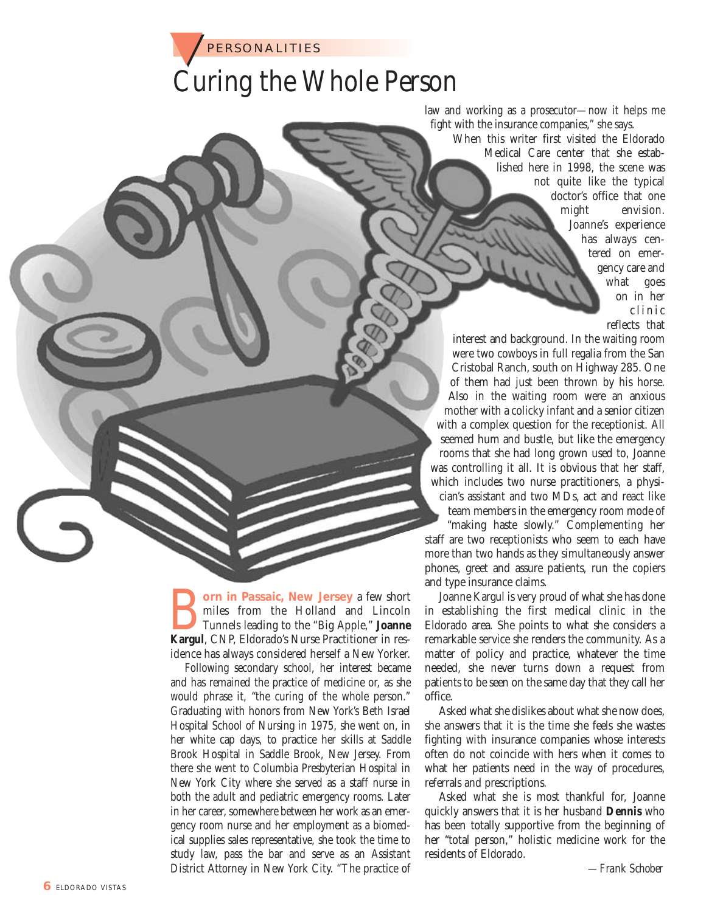PERSONALITIES

# Curing the Whole Person

**Born in Passaic, New Jersey** a few short miles from the Holland and Lincoln Tunnels leading to the "Big Apple," **Joanne Kargul**, CNP, Eldorado's Nurse Practitioner in residence has always considered herself a New Yorker.

Following secondary school, her interest became and has remained the practice of medicine or, as she would phrase it, "the curing of the whole person." Graduating with honors from New York's Beth Israel Hospital School of Nursing in 1975, she went on, in her white cap days, to practice her skills at Saddle Brook Hospital in Saddle Brook, New Jersey. From there she went to Columbia Presbyterian Hospital in New York City where she served as a staff nurse in both the adult and pediatric emergency rooms. Later in her career, somewhere between her work as an emergency room nurse and her employment as a biomedical supplies sales representative, she took the time to study law, pass the bar and serve as an Assistant District Attorney in New York City. "The practice of law and working as a prosecutor—now it helps me fight with the insurance companies," she says.

When this writer first visited the Eldorado Medical Care center that she established here in 1998, the scene was not quite like the typical doctor's office that one might envision. Joanne's experience has always centered on emergency care and what goes on in her clinic reflects that interest and background. In the waiting room were two cowboys in full regalia from the San Cristobal Ranch, south on Highway 285. One of them had just been thrown by his horse. Also in the waiting room were an anxious mother with a colicky infant and a senior citizen with a complex question for the receptionist. All seemed hum and bustle, but like the emergency rooms that she had long grown used to, Joanne was controlling it all. It is obvious that her staff, which includes two nurse practitioners, a physician's assistant and two MDs, act and react like team members in the emergency room mode of "making haste slowly." Complementing her staff are two receptionists who seem to each have more than two hands as they simultaneously answer phones, greet and assure patients, run the copiers and type insurance claims.

Joanne Kargul is very proud of what she has done in establishing the first medical clinic in the Eldorado area. She points to what she considers a remarkable service she renders the community. As a matter of policy and practice, whatever the time needed, she never turns down a request from patients to be seen on the same day that they call her office.

Asked what she dislikes about what she now does, she answers that it is the time she feels she wastes fighting with insurance companies whose interests often do not coincide with hers when it comes to what her patients need in the way of procedures, referrals and prescriptions.

Asked what she is most thankful for, Joanne quickly answers that it is her husband **Dennis** who has been totally supportive from the beginning of her "total person," holistic medicine work for the residents of Eldorado.

*—Frank Schober*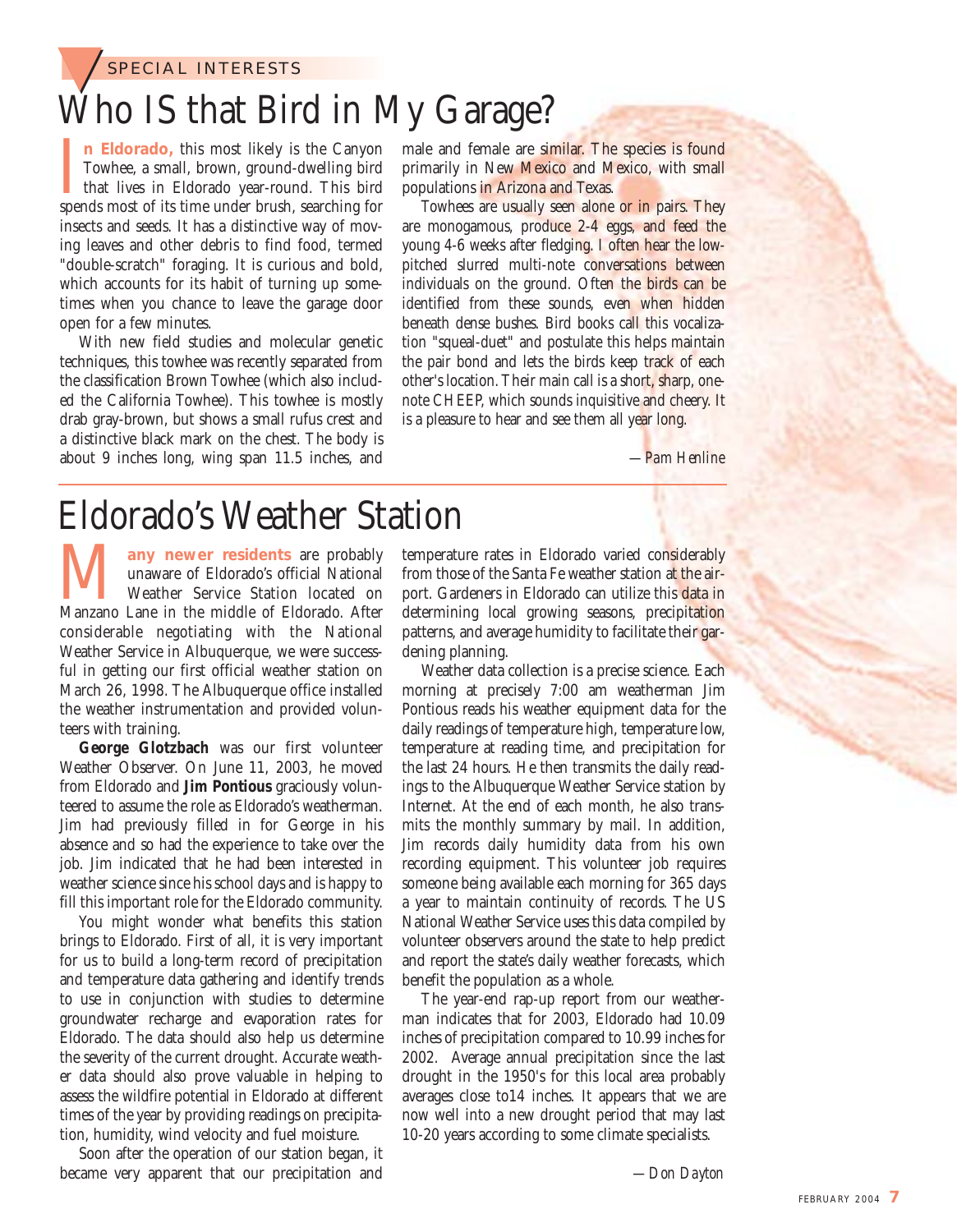SPECIAL INTERESTS

# Who IS that Bird in My Garage?

**In Eldorado,** this most likely is the Canyon Towhee, a small, brown, ground-dwelling bird that lives in Eldorado year-round. This bird spends most of its time under brush, searching for insects and seeds. It has a distinctive way of moving leaves and other debris to find food, termed "double-scratch" foraging. It is curious and bold, which accounts for its habit of turning up sometimes when you chance to leave the garage door open for a few minutes.

With new field studies and molecular genetic techniques, this towhee was recently separated from the classification Brown Towhee (which also included the California Towhee). This towhee is mostly drab gray-brown, but shows a small rufus crest and a distinctive black mark on the chest. The body is about 9 inches long, wing span 11.5 inches, and male and female are similar. The species is found primarily in New Mexico and Mexico, with small populations in Arizona and Texas.

Towhees are usually seen alone or in pairs. They are monogamous, produce 2-4 eggs, and feed the young 4-6 weeks after fledging. I often hear the low-pitched slurred multi-note conversations between individuals on the ground. Often the birds can be identified from these sounds, even when hidden beneath dense bushes. Bird books call this vocalization "squeal-duet" and postulate this helps maintain the pair bond and lets the birds keep track of each other's location. Their main call is a short, sharp, one-note CHEEP, which sounds inquisitive and cheery. It is a pleasure to hear and see them all year long.

*—Pam Henline*

# Eldorado's Weather Station

**Many newer residents** are probably unaware of Eldorado's official National Weather Service Station located on Manzano Lane in the middle of Eldorado. After considerable negotiating with the National Weather Service in Albuquerque, we were successful in getting our first official weather station on March 26, 1998. The Albuquerque office installed the weather instrumentation and provided volunteers with training.

**George Glotzbach** was our first volunteer Weather Observer. On June 11, 2003, he moved from Eldorado and **Jim Pontious** graciously volunteered to assume the role as Eldorado's weatherman. Jim had previously filled in for George in his absence and so had the experience to take over the job. Jim indicated that he had been interested in weather science since his school days and is happy to fill this important role for the Eldorado community.

You might wonder what benefits this station brings to Eldorado. First of all, it is very important for us to build a long-term record of precipitation and temperature data gathering and identify trends to use in conjunction with studies to determine groundwater recharge and evaporation rates for Eldorado. The data should also help us determine the severity of the current drought. Accurate weather data should also prove valuable in helping to assess the wildfire potential in Eldorado at different times of the year by providing readings on precipitation, humidity, wind velocity and fuel moisture.

Soon after the operation of our station began, it became very apparent that our precipitation and temperature rates in Eldorado varied considerably from those of the Santa Fe weather station at the airport. Gardeners in Eldorado can utilize this data in determining local growing seasons, precipitation patterns, and average humidity to facilitate their gardening planning.

Weather data collection is a precise science. Each morning at precisely 7:00 am weatherman Jim Pontious reads his weather equipment data for the daily readings of temperature high, temperature low, temperature at reading time, and precipitation for the last 24 hours. He then transmits the daily readings to the Albuquerque Weather Service station by Internet. At the end of each month, he also transmits the monthly summary by mail. In addition, Jim records daily humidity data from his own recording equipment. This volunteer job requires someone being available each morning for 365 days a year to maintain continuity of records. The US National Weather Service uses this data compiled by volunteer observers around the state to help predict and report the state's daily weather forecasts, which benefit the population as a whole.

The year-end rap-up report from our weatherman indicates that for 2003, Eldorado had 10.09 inches of precipitation compared to 10.99 inches for 2002. Average annual precipitation since the last drought in the 1950's for this local area probably averages close to14 inches. It appears that we are now well into a new drought period that may last 10-20 years according to some climate specialists.

*—Don Dayton*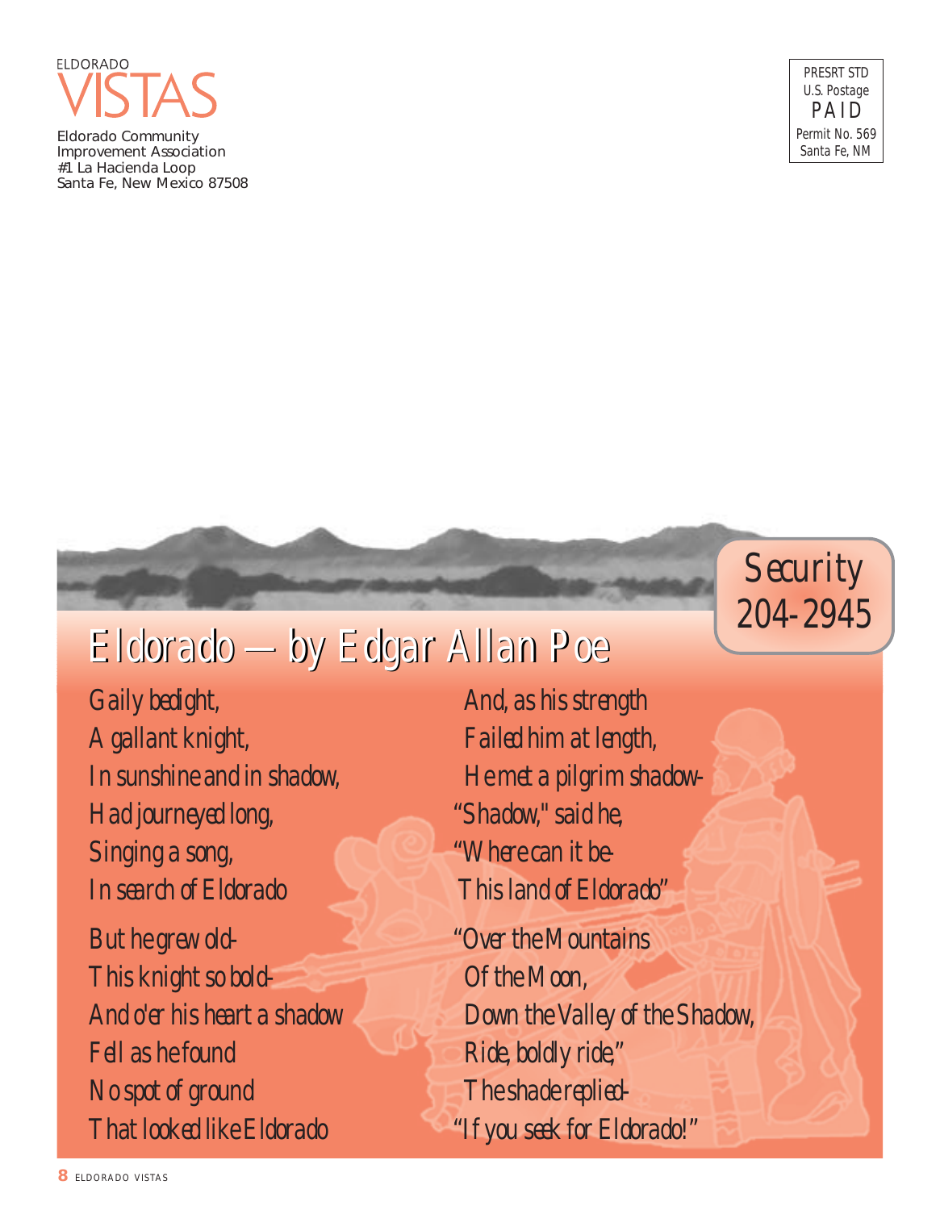ELDORADO
VISTAS

Eldorado Community
Improvement Association
#1 La Hacienda Loop
Santa Fe, New Mexico 87508

PRESRT STD
U.S. Postage
PAID
Permit No. 569
Santa Fe, NM

Security
204-2945

# Eldorado — by Edgar Allan Poe

Gaily bedight,
A gallant knight,
In sunshine and in shadow,
Had journeyed long,
Singing a song,
In search of Eldorado

But he grew old-
This knight so bold-
And o'er his heart a shadow
Fell as he found
No spot of ground
That looked like Eldorado

And, as his strength
Failed him at length,
He met a pilgrim shadow-
"Shadow," said he,
"Where can it be-
This land of Eldorado"

"Over the Mountains
Of the Moon,
Down the Valley of the Shadow,
Ride, boldly ride,"
The shade replied-
"If you seek for Eldorado!"